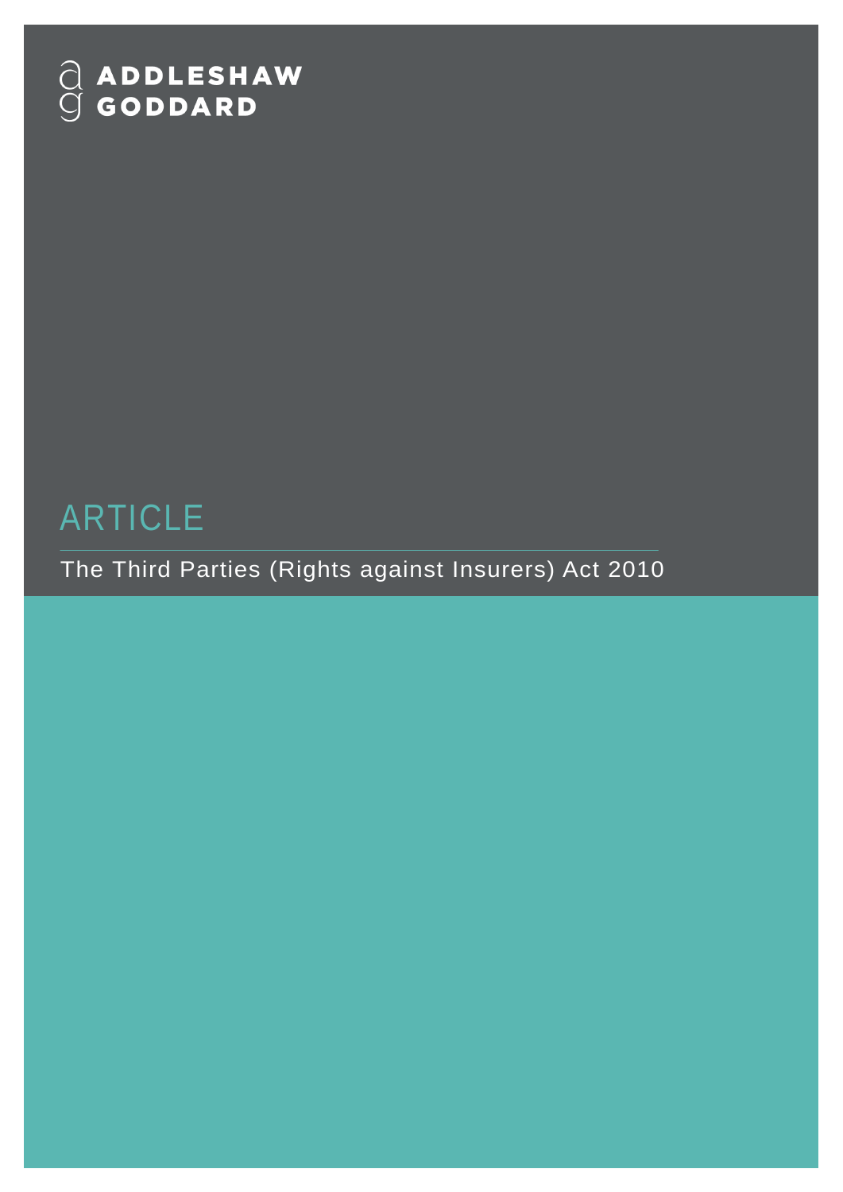ADDLESHAW GODDARD

# ARTICLE

The Third Parties (Rights against Insurers) Act 2010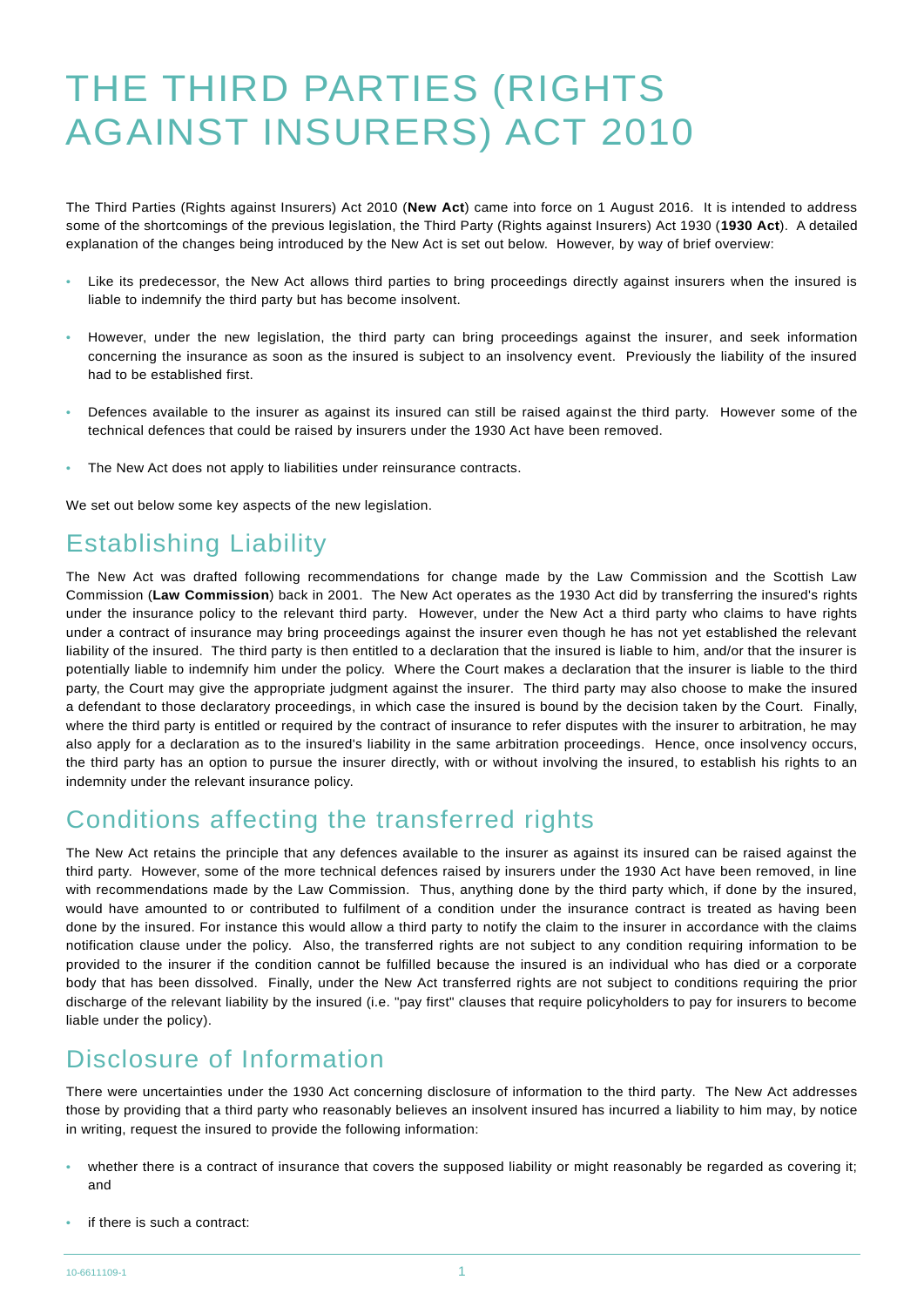# THE THIRD PARTIES (RIGHTS AGAINST INSURERS) ACT 2010

The Third Parties (Rights against Insurers) Act 2010 (**New Act**) came into force on 1 August 2016. It is intended to address some of the shortcomings of the previous legislation, the Third Party (Rights against Insurers) Act 1930 (**1930 Act**). A detailed explanation of the changes being introduced by the New Act is set out below. However, by way of brief overview:

- Like its predecessor, the New Act allows third parties to bring proceedings directly against insurers when the insured is liable to indemnify the third party but has become insolvent.
- However, under the new legislation, the third party can bring proceedings against the insurer, and seek information concerning the insurance as soon as the insured is subject to an insolvency event. Previously the liability of the insured had to be established first.
- Defences available to the insurer as against its insured can still be raised against the third party. However some of the technical defences that could be raised by insurers under the 1930 Act have been removed.
- The New Act does not apply to liabilities under reinsurance contracts.

We set out below some key aspects of the new legislation.

## Establishing Liability

The New Act was drafted following recommendations for change made by the Law Commission and the Scottish Law Commission (**Law Commission**) back in 2001. The New Act operates as the 1930 Act did by transferring the insured's rights under the insurance policy to the relevant third party. However, under the New Act a third party who claims to have rights under a contract of insurance may bring proceedings against the insurer even though he has not yet established the relevant liability of the insured. The third party is then entitled to a declaration that the insured is liable to him, and/or that the insurer is potentially liable to indemnify him under the policy. Where the Court makes a declaration that the insurer is liable to the third party, the Court may give the appropriate judgment against the insurer. The third party may also choose to make the insured a defendant to those declaratory proceedings, in which case the insured is bound by the decision taken by the Court. Finally, where the third party is entitled or required by the contract of insurance to refer disputes with the insurer to arbitration, he may also apply for a declaration as to the insured's liability in the same arbitration proceedings. Hence, once insolvency occurs, the third party has an option to pursue the insurer directly, with or without involving the insured, to establish his rights to an indemnity under the relevant insurance policy.

## Conditions affecting the transferred rights

The New Act retains the principle that any defences available to the insurer as against its insured can be raised against the third party. However, some of the more technical defences raised by insurers under the 1930 Act have been removed, in line with recommendations made by the Law Commission. Thus, anything done by the third party which, if done by the insured, would have amounted to or contributed to fulfilment of a condition under the insurance contract is treated as having been done by the insured. For instance this would allow a third party to notify the claim to the insurer in accordance with the claims notification clause under the policy. Also, the transferred rights are not subject to any condition requiring information to be provided to the insurer if the condition cannot be fulfilled because the insured is an individual who has died or a corporate body that has been dissolved. Finally, under the New Act transferred rights are not subject to conditions requiring the prior discharge of the relevant liability by the insured (i.e. "pay first" clauses that require policyholders to pay for insurers to become liable under the policy).

## Disclosure of Information

There were uncertainties under the 1930 Act concerning disclosure of information to the third party. The New Act addresses those by providing that a third party who reasonably believes an insolvent insured has incurred a liability to him may, by notice in writing, request the insured to provide the following information:

- whether there is a contract of insurance that covers the supposed liability or might reasonably be regarded as covering it; and
- if there is such a contract: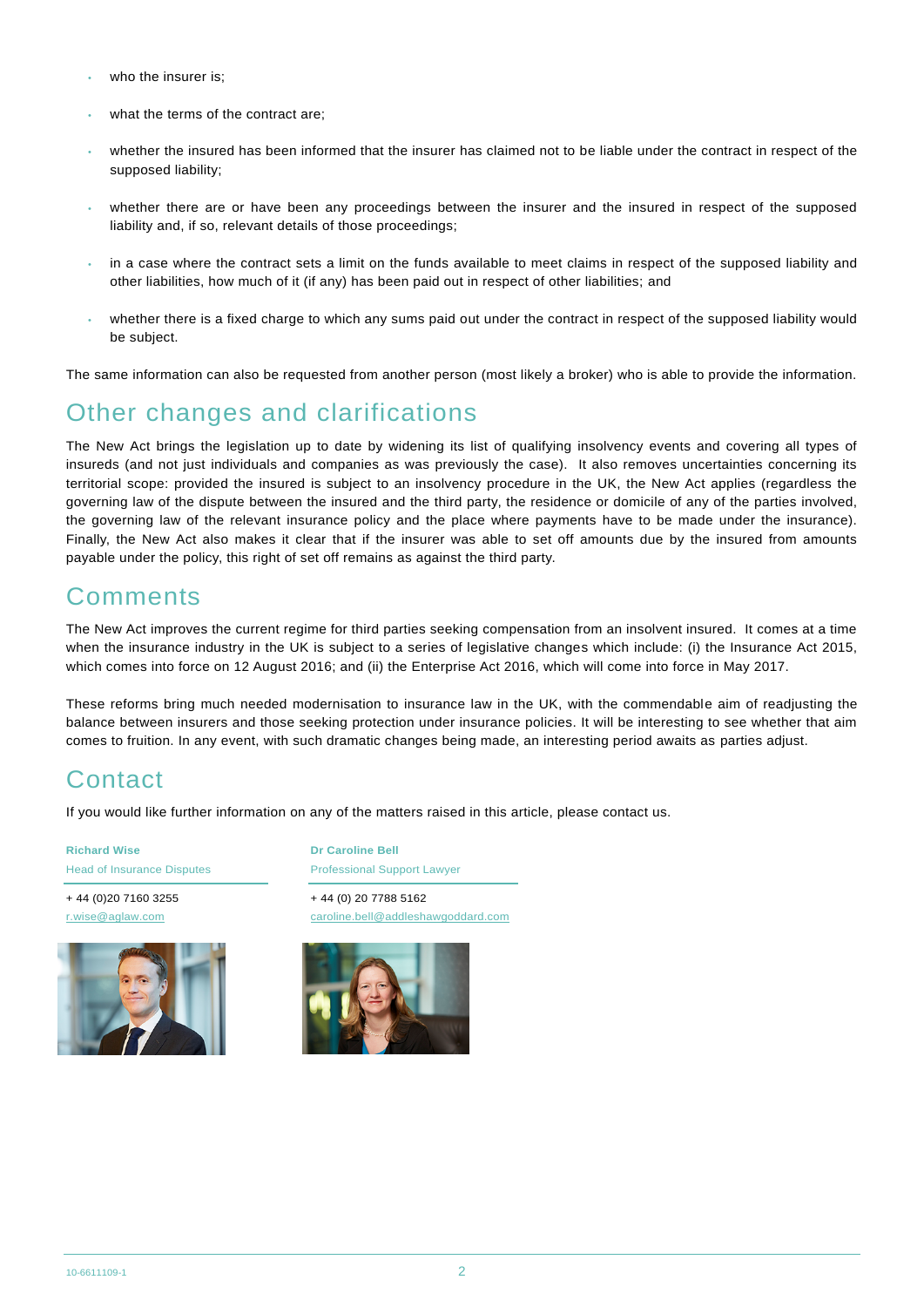- who the insurer is;
- what the terms of the contract are;
- whether the insured has been informed that the insurer has claimed not to be liable under the contract in respect of the supposed liability;
- whether there are or have been any proceedings between the insurer and the insured in respect of the supposed liability and, if so, relevant details of those proceedings;
- in a case where the contract sets a limit on the funds available to meet claims in respect of the supposed liability and other liabilities, how much of it (if any) has been paid out in respect of other liabilities; and
- whether there is a fixed charge to which any sums paid out under the contract in respect of the supposed liability would be subject.

The same information can also be requested from another person (most likely a broker) who is able to provide the information.

## Other changes and clarifications

The New Act brings the legislation up to date by widening its list of qualifying insolvency events and covering all types of insureds (and not just individuals and companies as was previously the case). It also removes uncertainties concerning its territorial scope: provided the insured is subject to an insolvency procedure in the UK, the New Act applies (regardless the governing law of the dispute between the insured and the third party, the residence or domicile of any of the parties involved, the governing law of the relevant insurance policy and the place where payments have to be made under the insurance). Finally, the New Act also makes it clear that if the insurer was able to set off amounts due by the insured from amounts payable under the policy, this right of set off remains as against the third party.

## Comments

The New Act improves the current regime for third parties seeking compensation from an insolvent insured. It comes at a time when the insurance industry in the UK is subject to a series of legislative changes which include: (i) the Insurance Act 2015, which comes into force on 12 August 2016; and (ii) the Enterprise Act 2016, which will come into force in May 2017.

These reforms bring much needed modernisation to insurance law in the UK, with the commendable aim of readjusting the balance between insurers and those seeking protection under insurance policies. It will be interesting to see whether that aim comes to fruition. In any event, with such dramatic changes being made, an interesting period awaits as parties adjust.

## Contact

If you would like further information on any of the matters raised in this article, please contact us.

**Richard Wise**
Head of Insurance Disputes

+ 44 (0)20 7160 3255
r.wise@aglaw.com

**Dr Caroline Bell**
Professional Support Lawyer

+ 44 (0) 20 7788 5162
caroline.bell@addleshawgoddard.com

10-6611109-1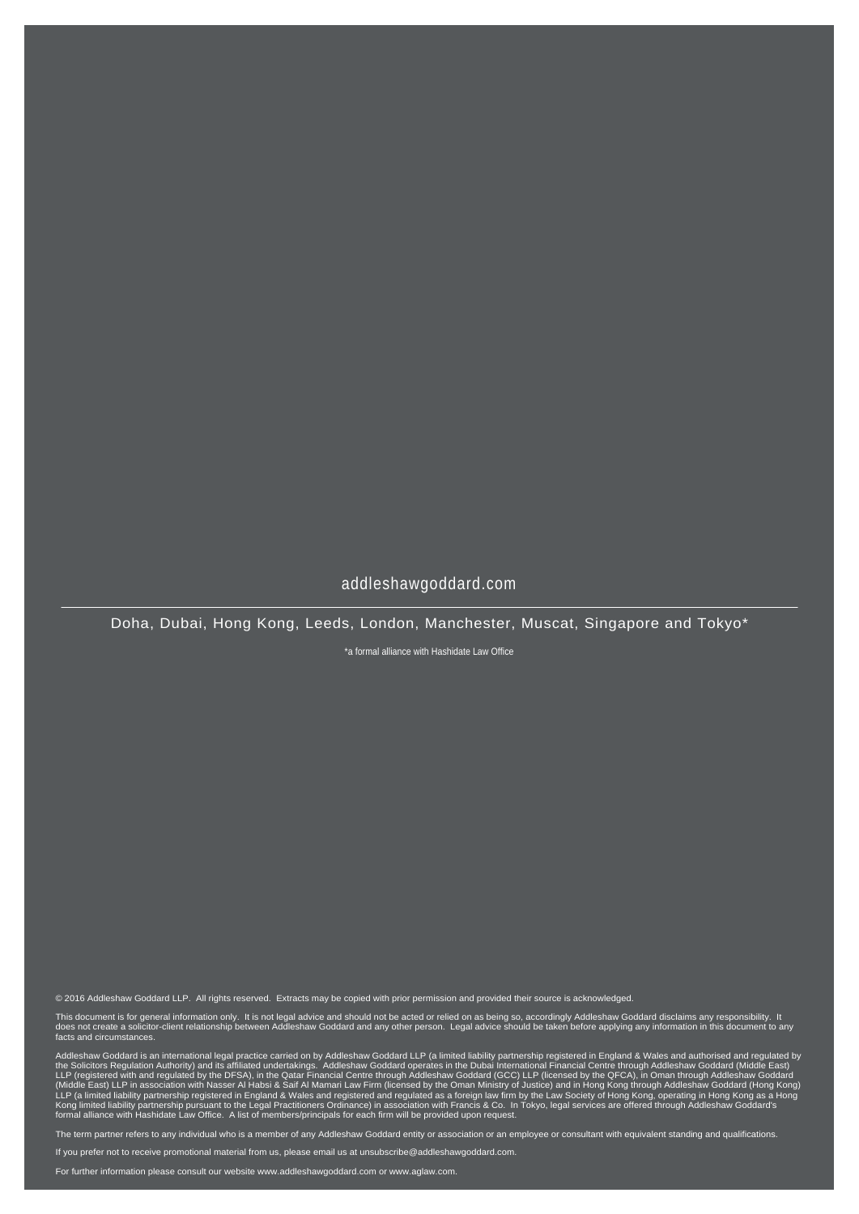addleshawgoddard.com

---

Doha, Dubai, Hong Kong, Leeds, London, Manchester, Muscat, Singapore and Tokyo*

*a formal alliance with Hashidate Law Office

© 2016 Addleshaw Goddard LLP. All rights reserved. Extracts may be copied with prior permission and provided their source is acknowledged.

This document is for general information only. It is not legal advice and should not be acted or relied on as being so, accordingly Addleshaw Goddard disclaims any responsibility. It does not create a solicitor-client relationship between Addleshaw Goddard and any other person. Legal advice should be taken before applying any information in this document to any facts and circumstances.

Addleshaw Goddard is an international legal practice carried on by Addleshaw Goddard LLP (a limited liability partnership registered in England & Wales and authorised and regulated by the Solicitors Regulation Authority) and its affiliated undertakings. Addleshaw Goddard operates in the Dubai International Financial Centre through Addleshaw Goddard (Middle East) LLP (registered with and regulated by the DFSA), in the Qatar Financial Centre through Addleshaw Goddard (GCC) LLP (licensed by the QFCA), in Oman through Addleshaw Goddard (Middle East) LLP in association with Nasser Al Habsi & Saif Al Mamari Law Firm (licensed by the Oman Ministry of Justice) and in Hong Kong through Addleshaw Goddard (Hong Kong) LLP (a limited liability partnership registered in England & Wales and registered and regulated as a foreign law firm by the Law Society of Hong Kong, operating in Hong Kong as a Hong Kong limited liability partnership pursuant to the Legal Practitioners Ordinance) in association with Francis & Co. In Tokyo, legal services are offered through Addleshaw Goddard's formal alliance with Hashidate Law Office. A list of members/principals for each firm will be provided upon request.

The term partner refers to any individual who is a member of any Addleshaw Goddard entity or association or an employee or consultant with equivalent standing and qualifications.

If you prefer not to receive promotional material from us, please email us at unsubscribe@addleshawgoddard.com.

For further information please consult our website www.addleshawgoddard.com or www.aglaw.com.